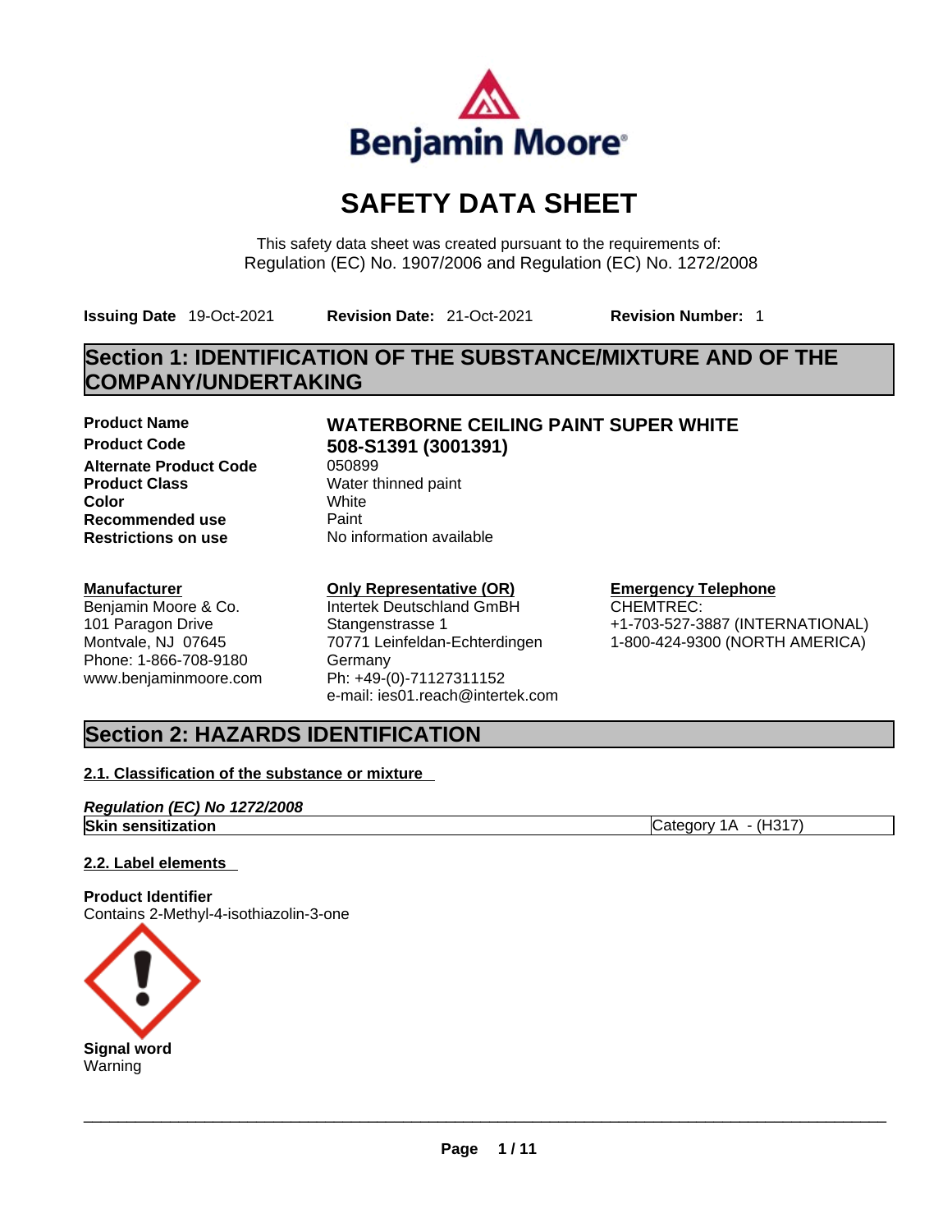Benjamin Moore®

# SAFETY DATA SHEET

This safety data sheet was created pursuant to the requirements of:
Regulation (EC) No. 1907/2006 and Regulation (EC) No. 1272/2008

**Issuing Date** 19-Oct-2021 **Revision Date:** 21-Oct-2021 **Revision Number:** 1

## Section 1: IDENTIFICATION OF THE SUBSTANCE/MIXTURE AND OF THE COMPANY/UNDERTAKING

| | |
|---|---|
| **Product Name** | **WATERBORNE CEILING PAINT SUPER WHITE** |
| **Product Code** | **508-S1391 (3001391)** |
| **Alternate Product Code** | 050899 |
| **Product Class** | Water thinned paint |
| **Color** | White |
| **Recommended use** | Paint |
| **Restrictions on use** | No information available |

**Manufacturer**
Benjamin Moore & Co.
101 Paragon Drive
Montvale, NJ 07645
Phone: 1-866-708-9180
www.benjaminmoore.com

**Only Representative (OR)**
Intertek Deutschland GmBH
Stangenstrasse 1
70771 Leinfeldan-Echterdingen
Germany
Ph: +49-(0)-71127311152
e-mail: ies01.reach@intertek.com

**Emergency Telephone**
CHEMTREC:
+1-703-527-3887 (INTERNATIONAL)
1-800-424-9300 (NORTH AMERICA)

## Section 2: HAZARDS IDENTIFICATION

### 2.1. Classification of the substance or mixture

*Regulation (EC) No 1272/2008*

| | |
|---|---|
| **Skin sensitization** | Category 1A - (H317) |

### 2.2. Label elements

**Product Identifier**
Contains 2-Methyl-4-isothiazolin-3-one

**Signal word**
Warning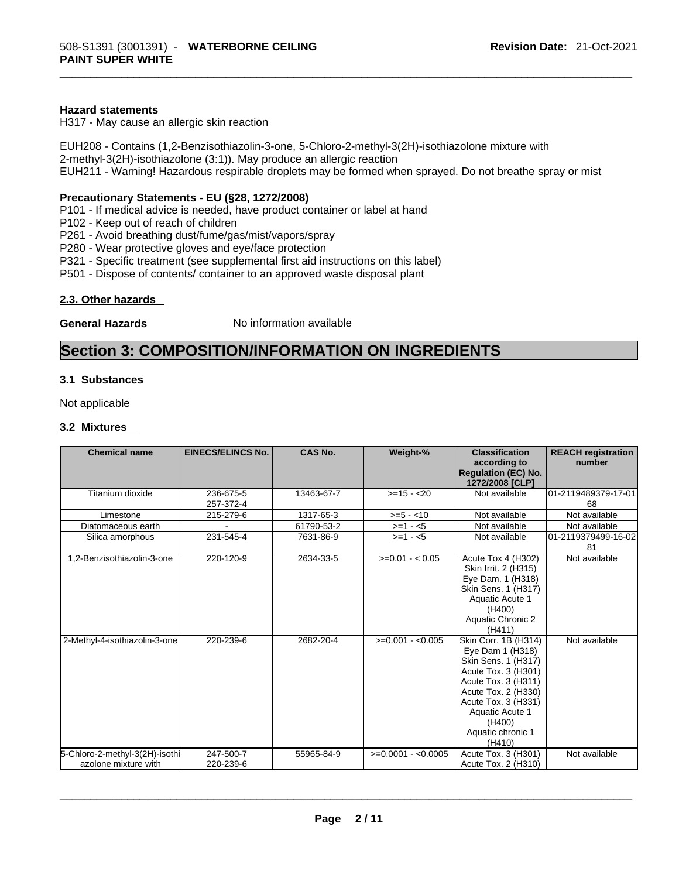**Hazard statements**

H317 - May cause an allergic skin reaction

EUH208 - Contains (1,2-Benzisothiazolin-3-one, 5-Chloro-2-methyl-3(2H)-isothiazolone mixture with 2-methyl-3(2H)-isothiazolone (3:1)). May produce an allergic reaction

EUH211 - Warning! Hazardous respirable droplets may be formed when sprayed. Do not breathe spray or mist

**Precautionary Statements - EU (§28, 1272/2008)**

P101 - If medical advice is needed, have product container or label at hand
P102 - Keep out of reach of children
P261 - Avoid breathing dust/fume/gas/mist/vapors/spray
P280 - Wear protective gloves and eye/face protection
P321 - Specific treatment (see supplemental first aid instructions on this label)
P501 - Dispose of contents/ container to an approved waste disposal plant

### 2.3. Other hazards

**General Hazards** No information available

# Section 3: COMPOSITION/INFORMATION ON INGREDIENTS

### 3.1 Substances

Not applicable

### 3.2 Mixtures

| Chemical name | EINECS/ELINCS No. | CAS No. | Weight-% | Classification according to Regulation (EC) No. 1272/2008 [CLP] | REACH registration number |
|---|---|---|---|---|---|
| Titanium dioxide | 236-675-5<br>257-372-4 | 13463-67-7 | >=15 - <20 | Not available | 01-2119489379-17-0168 |
| Limestone | 215-279-6 | 1317-65-3 | >=5 - <10 | Not available | Not available |
| Diatomaceous earth | - | 61790-53-2 | >=1 - <5 | Not available | Not available |
| Silica amorphous | 231-545-4 | 7631-86-9 | >=1 - <5 | Not available | 01-2119379499-16-0281 |
| 1,2-Benzisothiazolin-3-one | 220-120-9 | 2634-33-5 | >=0.01 - < 0.05 | Acute Tox 4 (H302)<br>Skin Irrit. 2 (H315)<br>Eye Dam. 1 (H318)<br>Skin Sens. 1 (H317)<br>Aquatic Acute 1 (H400)<br>Aquatic Chronic 2 (H411) | Not available |
| 2-Methyl-4-isothiazolin-3-one | 220-239-6 | 2682-20-4 | >=0.001 - <0.005 | Skin Corr. 1B (H314)<br>Eye Dam 1 (H318)<br>Skin Sens. 1 (H317)<br>Acute Tox. 3 (H301)<br>Acute Tox. 3 (H311)<br>Acute Tox. 2 (H330)<br>Acute Tox. 3 (H331)<br>Aquatic Acute 1 (H400)<br>Aquatic chronic 1 (H410) | Not available |
| 5-Chloro-2-methyl-3(2H)-isothiazolone mixture with | 247-500-7<br>220-239-6 | 55965-84-9 | >=0.0001 - <0.0005 | Acute Tox. 3 (H301)<br>Acute Tox. 2 (H310) | Not available |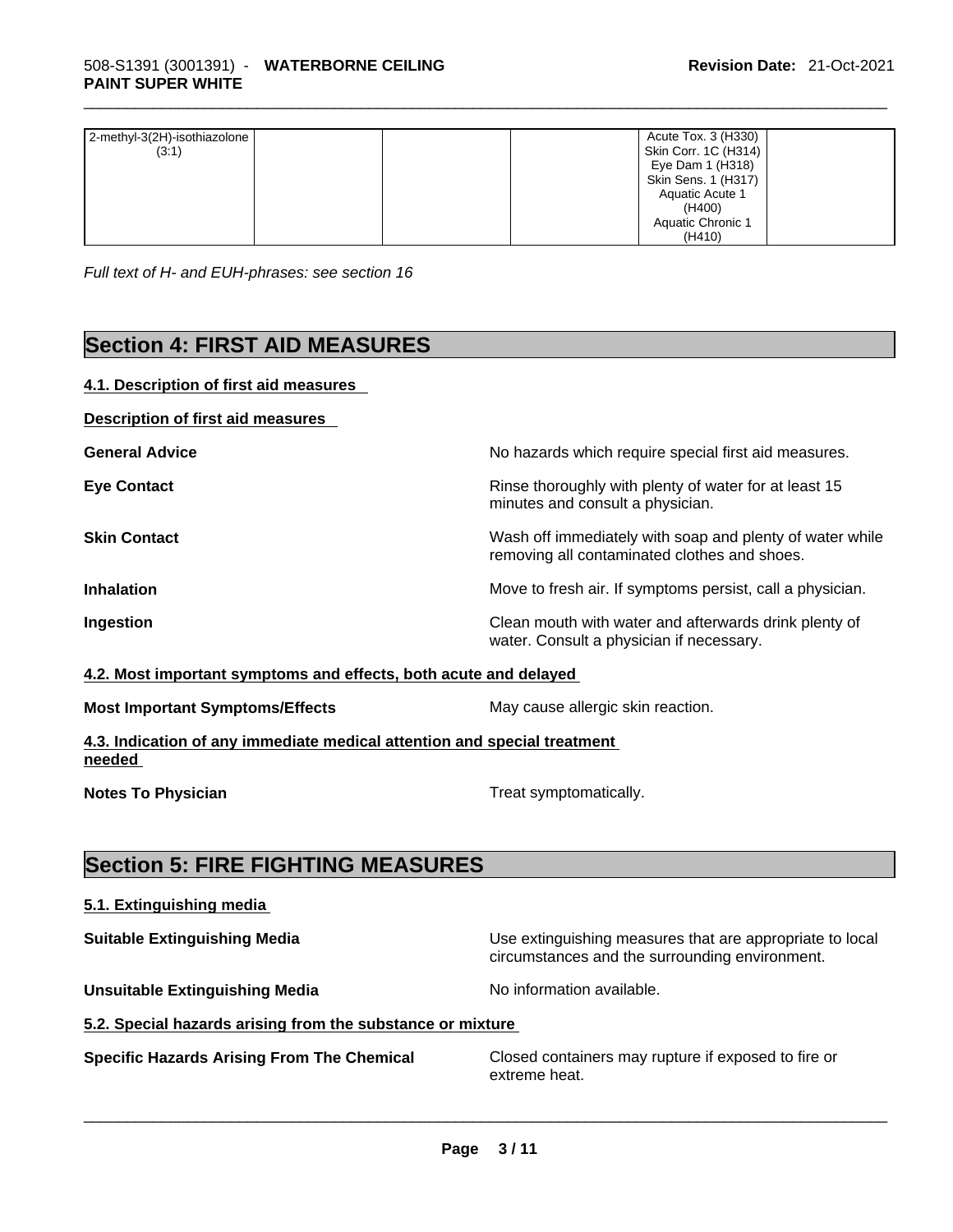| | | | | | |
|---|---|---|---|---|---|
| 2-methyl-3(2H)-isothiazolone (3:1) | | | | Acute Tox. 3 (H330)<br>Skin Corr. 1C (H314)<br>Eye Dam 1 (H318)<br>Skin Sens. 1 (H317)<br>Aquatic Acute 1 (H400)<br>Aquatic Chronic 1 (H410) | |

*Full text of H- and EUH-phrases: see section 16*

# Section 4: FIRST AID MEASURES

## 4.1. Description of first aid measures

**Description of first aid measures**

**General Advice** No hazards which require special first aid measures.

**Eye Contact** Rinse thoroughly with plenty of water for at least 15 minutes and consult a physician.

**Skin Contact** Wash off immediately with soap and plenty of water while removing all contaminated clothes and shoes.

**Inhalation** Move to fresh air. If symptoms persist, call a physician.

**Ingestion** Clean mouth with water and afterwards drink plenty of water. Consult a physician if necessary.

## 4.2. Most important symptoms and effects, both acute and delayed

**Most Important Symptoms/Effects** May cause allergic skin reaction.

## 4.3. Indication of any immediate medical attention and special treatment needed

**Notes To Physician** Treat symptomatically.

# Section 5: FIRE FIGHTING MEASURES

## 5.1. Extinguishing media

**Suitable Extinguishing Media** Use extinguishing measures that are appropriate to local circumstances and the surrounding environment.

**Unsuitable Extinguishing Media** No information available.

## 5.2. Special hazards arising from the substance or mixture

**Specific Hazards Arising From The Chemical** Closed containers may rupture if exposed to fire or extreme heat.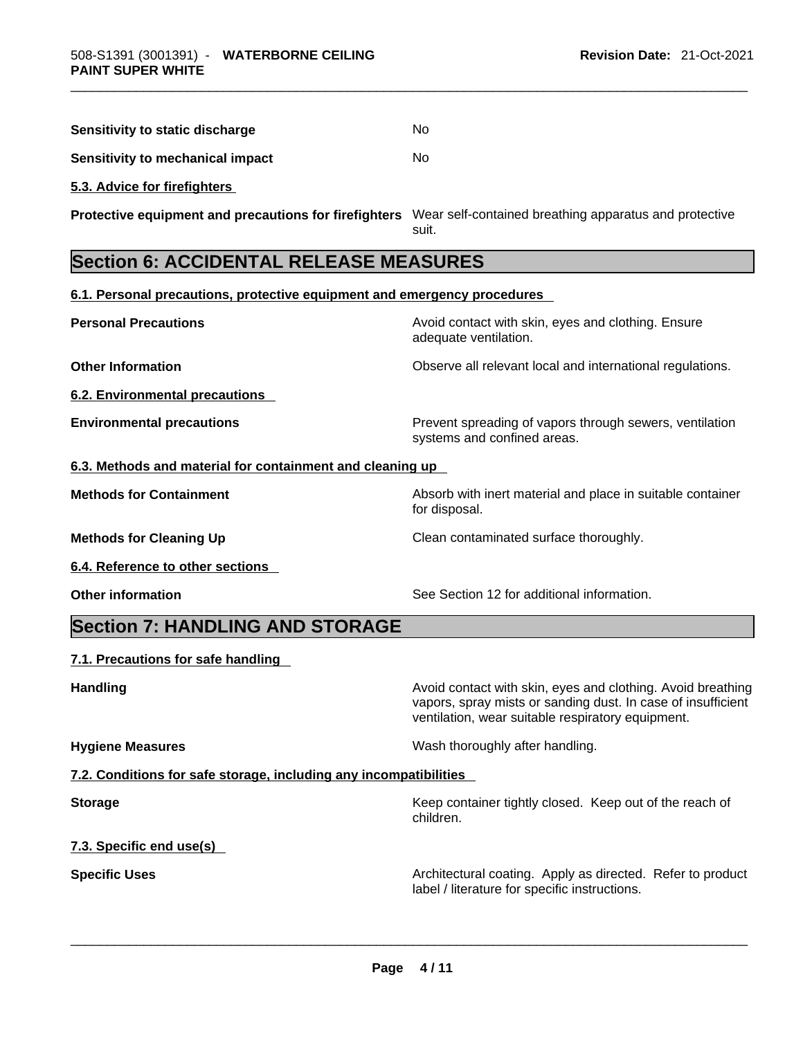| | |
|---|---|
| **Sensitivity to static discharge** | No |
| **Sensitivity to mechanical impact** | No |

**5.3. Advice for firefighters**

| | |
|---|---|
| **Protective equipment and precautions for firefighters** | Wear self-contained breathing apparatus and protective suit. |

## Section 6: ACCIDENTAL RELEASE MEASURES

**6.1. Personal precautions, protective equipment and emergency procedures**

| | |
|---|---|
| **Personal Precautions** | Avoid contact with skin, eyes and clothing. Ensure adequate ventilation. |
| **Other Information** | Observe all relevant local and international regulations. |

**6.2. Environmental precautions**

| | |
|---|---|
| **Environmental precautions** | Prevent spreading of vapors through sewers, ventilation systems and confined areas. |

**6.3. Methods and material for containment and cleaning up**

| | |
|---|---|
| **Methods for Containment** | Absorb with inert material and place in suitable container for disposal. |
| **Methods for Cleaning Up** | Clean contaminated surface thoroughly. |

**6.4. Reference to other sections**

| | |
|---|---|
| **Other information** | See Section 12 for additional information. |

## Section 7: HANDLING AND STORAGE

**7.1. Precautions for safe handling**

| | |
|---|---|
| **Handling** | Avoid contact with skin, eyes and clothing. Avoid breathing vapors, spray mists or sanding dust. In case of insufficient ventilation, wear suitable respiratory equipment. |
| **Hygiene Measures** | Wash thoroughly after handling. |

**7.2. Conditions for safe storage, including any incompatibilities**

| | |
|---|---|
| **Storage** | Keep container tightly closed. Keep out of the reach of children. |

**7.3. Specific end use(s)**

| | |
|---|---|
| **Specific Uses** | Architectural coating. Apply as directed. Refer to product label / literature for specific instructions. |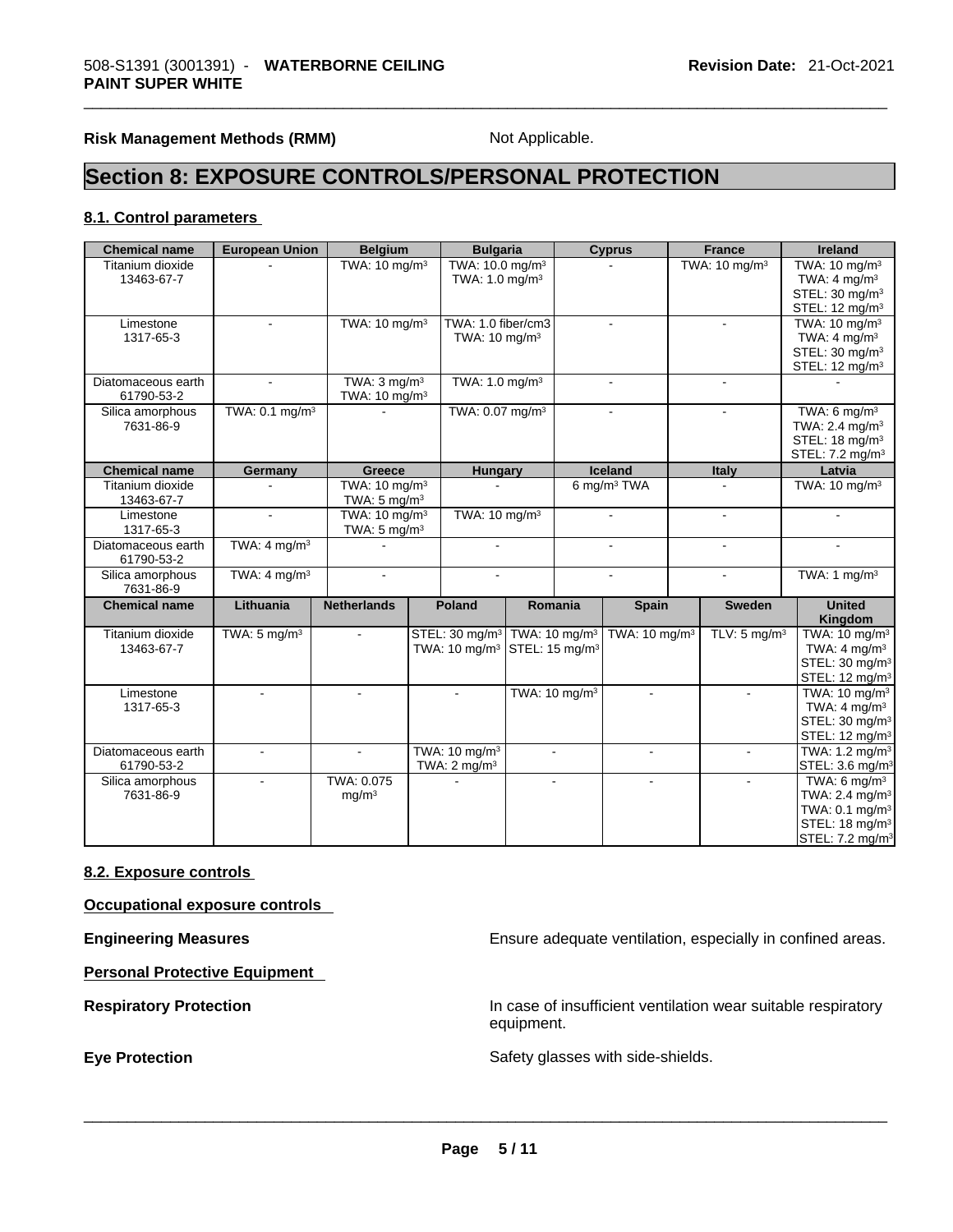**Risk Management Methods (RMM)** Not Applicable.

# Section 8: EXPOSURE CONTROLS/PERSONAL PROTECTION

## 8.1. Control parameters

| Chemical name | European Union | Belgium | Bulgaria | Cyprus | France | Ireland |
|---|---|---|---|---|---|---|
| Titanium dioxide 13463-67-7 | - | TWA: 10 mg/m³ | TWA: 10.0 mg/m³ TWA: 1.0 mg/m³ | - | TWA: 10 mg/m³ | TWA: 10 mg/m³ TWA: 4 mg/m³ STEL: 30 mg/m³ STEL: 12 mg/m³ |
| Limestone 1317-65-3 | - | TWA: 10 mg/m³ | TWA: 1.0 fiber/cm3 TWA: 10 mg/m³ | - | - | TWA: 10 mg/m³ TWA: 4 mg/m³ STEL: 30 mg/m³ STEL: 12 mg/m³ |
| Diatomaceous earth 61790-53-2 | - | TWA: 3 mg/m³ TWA: 10 mg/m³ | TWA: 1.0 mg/m³ | - | - | - |
| Silica amorphous 7631-86-9 | TWA: 0.1 mg/m³ | - | TWA: 0.07 mg/m³ | - | - | TWA: 6 mg/m³ TWA: 2.4 mg/m³ STEL: 18 mg/m³ STEL: 7.2 mg/m³ |

| Chemical name | Germany | Greece | Hungary | Iceland | Italy | Latvia |
|---|---|---|---|---|---|---|
| Titanium dioxide 13463-67-7 | - | TWA: 10 mg/m³ TWA: 5 mg/m³ | - | 6 mg/m³ TWA | - | TWA: 10 mg/m³ |
| Limestone 1317-65-3 | - | TWA: 10 mg/m³ TWA: 5 mg/m³ | TWA: 10 mg/m³ | - | - | - |
| Diatomaceous earth 61790-53-2 | TWA: 4 mg/m³ | - | - | - | - | - |
| Silica amorphous 7631-86-9 | TWA: 4 mg/m³ | - | - | - | - | TWA: 1 mg/m³ |

| Chemical name | Lithuania | Netherlands | Poland | Romania | Spain | Sweden | United Kingdom |
|---|---|---|---|---|---|---|---|
| Titanium dioxide 13463-67-7 | TWA: 5 mg/m³ | - | STEL: 30 mg/m³ TWA: 10 mg/m³ | TWA: 10 mg/m³ STEL: 15 mg/m³ | TWA: 10 mg/m³ | TLV: 5 mg/m³ | TWA: 10 mg/m³ TWA: 4 mg/m³ STEL: 30 mg/m³ STEL: 12 mg/m³ |
| Limestone 1317-65-3 | - | - | - | TWA: 10 mg/m³ | - | - | TWA: 10 mg/m³ TWA: 4 mg/m³ STEL: 30 mg/m³ STEL: 12 mg/m³ |
| Diatomaceous earth 61790-53-2 | - | - | TWA: 10 mg/m³ TWA: 2 mg/m³ | - | - | - | TWA: 1.2 mg/m³ STEL: 3.6 mg/m³ |
| Silica amorphous 7631-86-9 | - | TWA: 0.075 mg/m³ | - | - | - | - | TWA: 6 mg/m³ TWA: 2.4 mg/m³ TWA: 0.1 mg/m³ STEL: 18 mg/m³ STEL: 7.2 mg/m³ |

## 8.2. Exposure controls

**Occupational exposure controls**

**Engineering Measures** Ensure adequate ventilation, especially in confined areas.

**Personal Protective Equipment**

**Respiratory Protection** In case of insufficient ventilation wear suitable respiratory equipment.

**Eye Protection** Safety glasses with side-shields.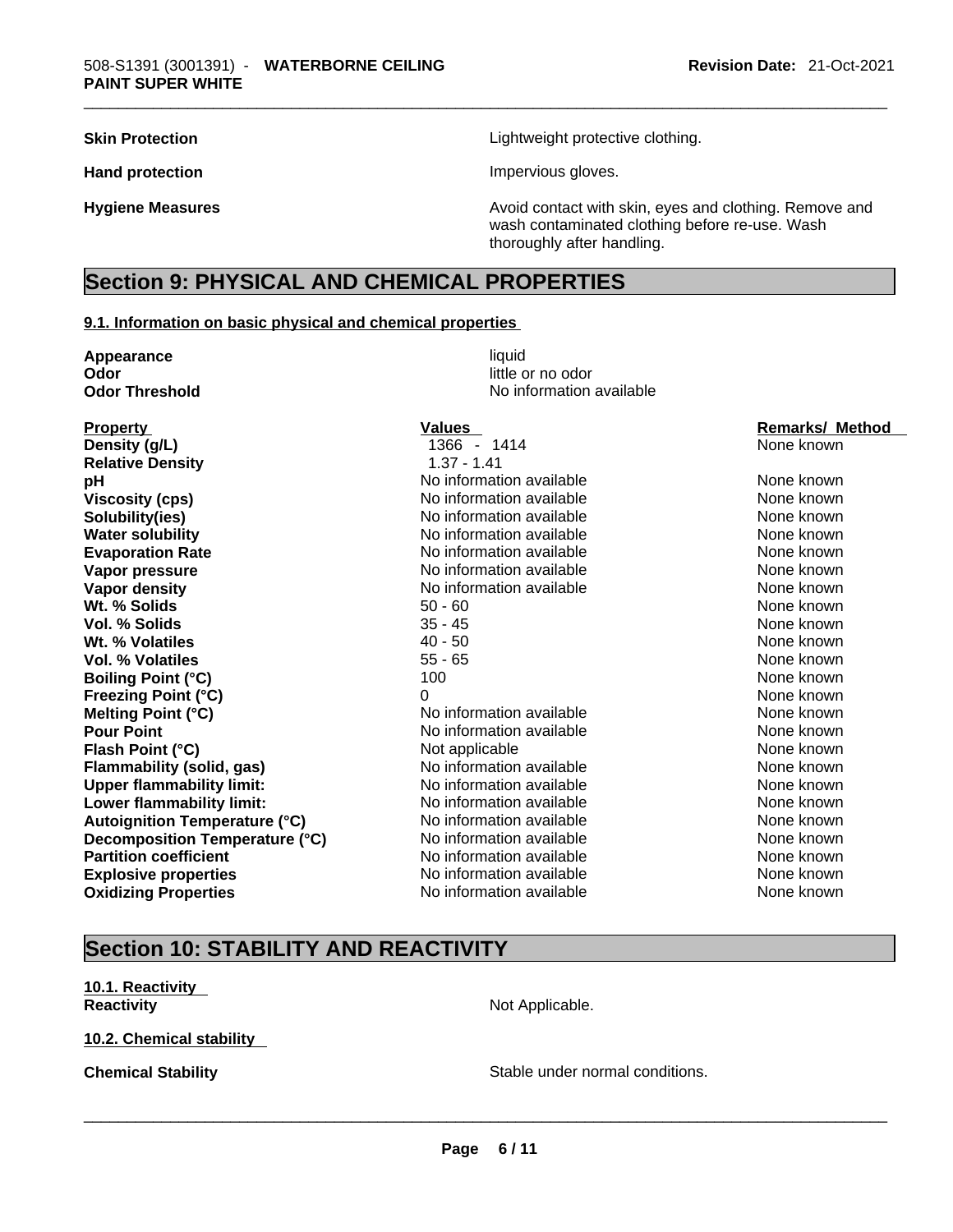**Skin Protection** Lightweight protective clothing.

**Hand protection** Impervious gloves.

**Hygiene Measures** Avoid contact with skin, eyes and clothing. Remove and wash contaminated clothing before re-use. Wash thoroughly after handling.

## Section 9: PHYSICAL AND CHEMICAL PROPERTIES

### 9.1. Information on basic physical and chemical properties

**Appearance** liquid
**Odor** little or no odor
**Odor Threshold** No information available

| Property | Values | Remarks/ Method |
|---|---|---|
| **Density (g/L)** | 1366 - 1414 | None known |
| **Relative Density** | 1.37 - 1.41 | |
| **pH** | No information available | None known |
| **Viscosity (cps)** | No information available | None known |
| **Solubility(ies)** | No information available | None known |
| **Water solubility** | No information available | None known |
| **Evaporation Rate** | No information available | None known |
| **Vapor pressure** | No information available | None known |
| **Vapor density** | No information available | None known |
| **Wt. % Solids** | 50 - 60 | None known |
| **Vol. % Solids** | 35 - 45 | None known |
| **Wt. % Volatiles** | 40 - 50 | None known |
| **Vol. % Volatiles** | 55 - 65 | None known |
| **Boiling Point (°C)** | 100 | None known |
| **Freezing Point (°C)** | 0 | None known |
| **Melting Point (°C)** | No information available | None known |
| **Pour Point** | No information available | None known |
| **Flash Point (°C)** | Not applicable | None known |
| **Flammability (solid, gas)** | No information available | None known |
| **Upper flammability limit:** | No information available | None known |
| **Lower flammability limit:** | No information available | None known |
| **Autoignition Temperature (°C)** | No information available | None known |
| **Decomposition Temperature (°C)** | No information available | None known |
| **Partition coefficient** | No information available | None known |
| **Explosive properties** | No information available | None known |
| **Oxidizing Properties** | No information available | None known |

## Section 10: STABILITY AND REACTIVITY

### 10.1. Reactivity

**Reactivity** Not Applicable.

### 10.2. Chemical stability

**Chemical Stability** Stable under normal conditions.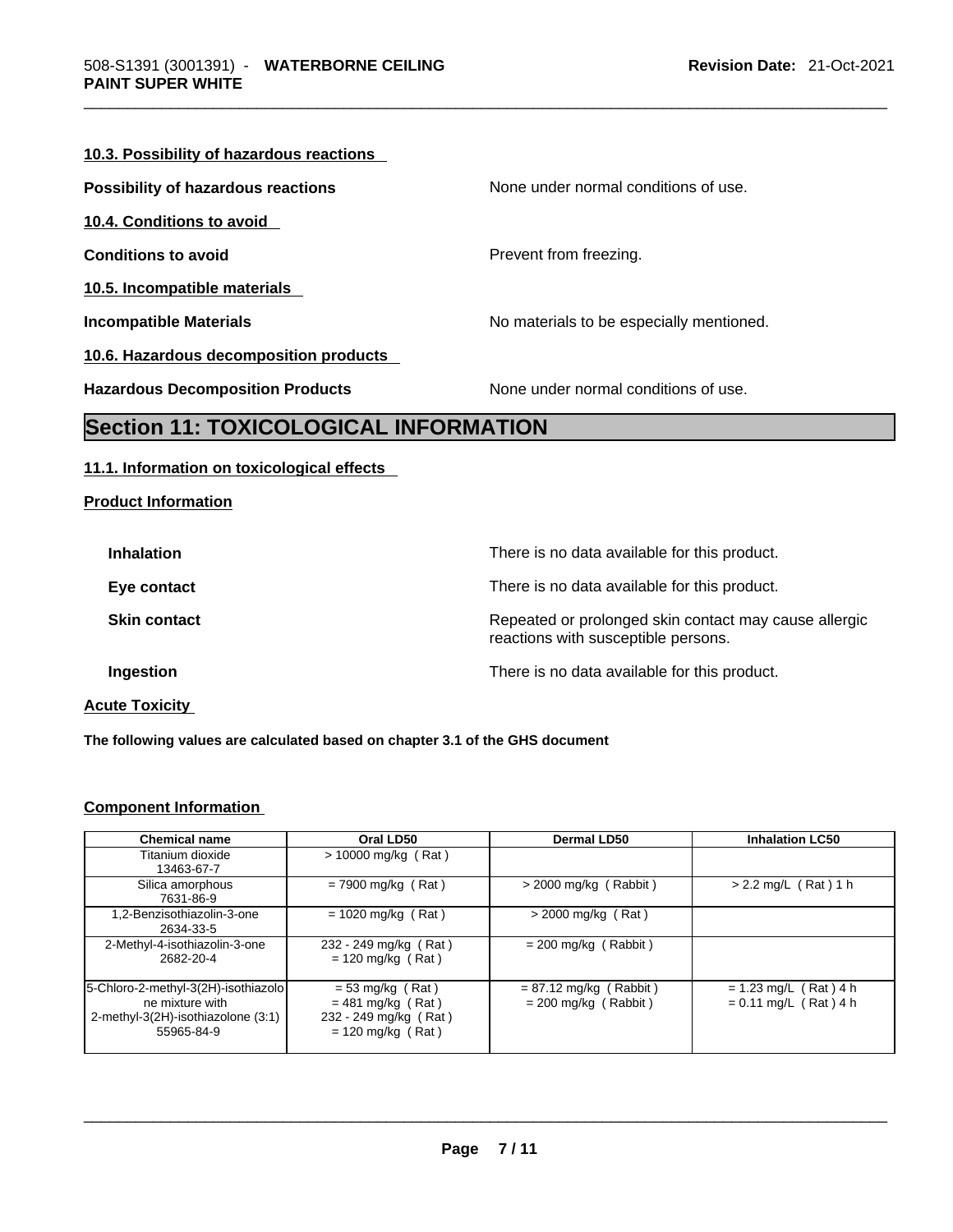**10.3. Possibility of hazardous reactions**

**Possibility of hazardous reactions** None under normal conditions of use.

**10.4. Conditions to avoid**

**Conditions to avoid** Prevent from freezing.

**10.5. Incompatible materials**

**Incompatible Materials** No materials to be especially mentioned.

**10.6. Hazardous decomposition products**

**Hazardous Decomposition Products** None under normal conditions of use.

# Section 11: TOXICOLOGICAL INFORMATION

**11.1. Information on toxicological effects**

**Product Information**

**Inhalation** There is no data available for this product.

**Eye contact** There is no data available for this product.

**Skin contact** Repeated or prolonged skin contact may cause allergic reactions with susceptible persons.

**Ingestion** There is no data available for this product.

**Acute Toxicity**

**The following values are calculated based on chapter 3.1 of the GHS document**

**Component Information**

| Chemical name | Oral LD50 | Dermal LD50 | Inhalation LC50 |
|---|---|---|---|
| Titanium dioxide 13463-67-7 | > 10000 mg/kg ( Rat ) | | |
| Silica amorphous 7631-86-9 | = 7900 mg/kg ( Rat ) | > 2000 mg/kg ( Rabbit ) | > 2.2 mg/L ( Rat ) 1 h |
| 1,2-Benzisothiazolin-3-one 2634-33-5 | = 1020 mg/kg ( Rat ) | > 2000 mg/kg ( Rat ) | |
| 2-Methyl-4-isothiazolin-3-one 2682-20-4 | 232 - 249 mg/kg ( Rat ) = 120 mg/kg ( Rat ) | = 200 mg/kg ( Rabbit ) | |
| 5-Chloro-2-methyl-3(2H)-isothiazolone mixture with 2-methyl-3(2H)-isothiazolone (3:1) 55965-84-9 | = 53 mg/kg ( Rat ) = 481 mg/kg ( Rat ) 232 - 249 mg/kg ( Rat ) = 120 mg/kg ( Rat ) | = 87.12 mg/kg ( Rabbit ) = 200 mg/kg ( Rabbit ) | = 1.23 mg/L ( Rat ) 4 h = 0.11 mg/L ( Rat ) 4 h |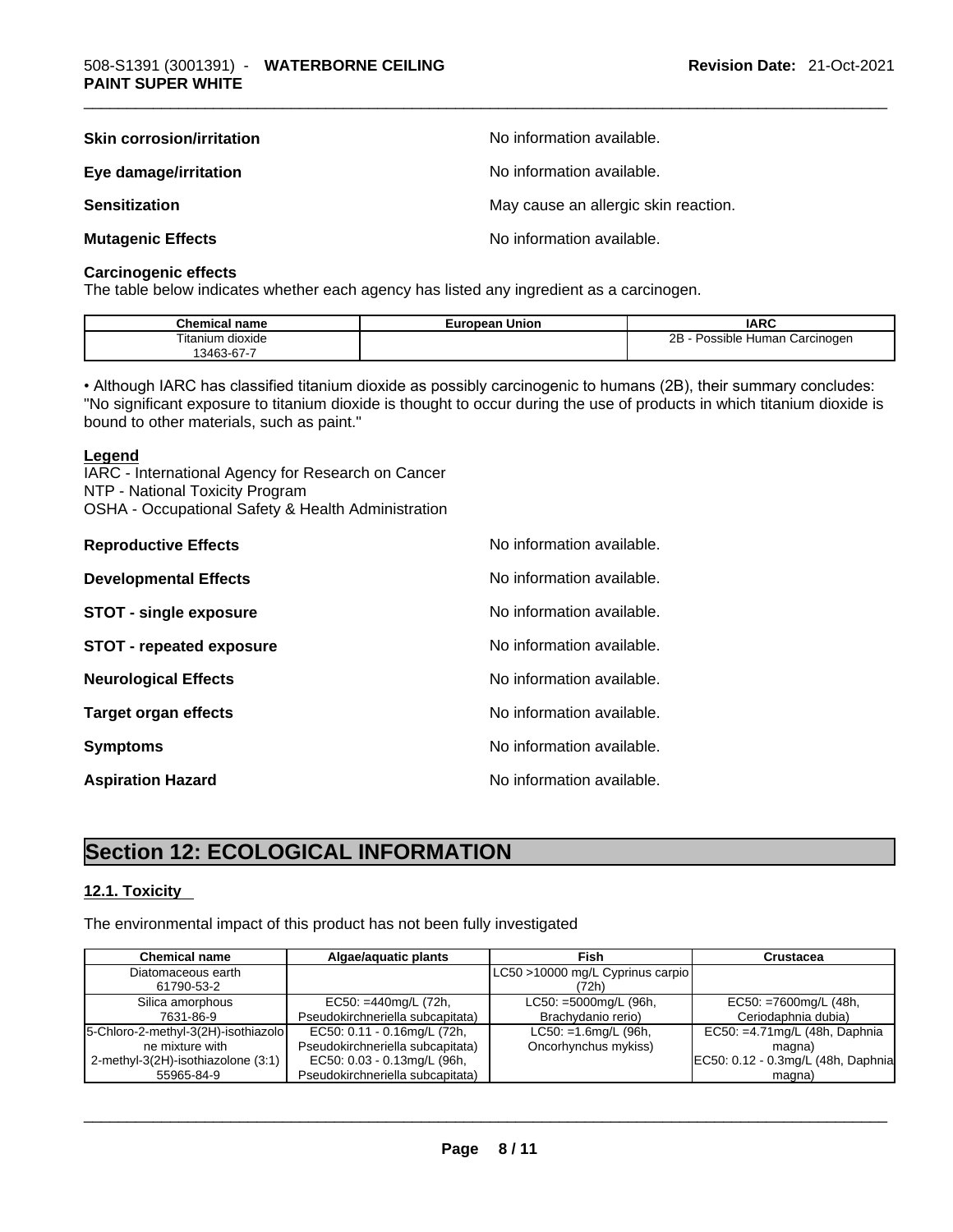**Skin corrosion/irritation** No information available.

**Eye damage/irritation** No information available.

**Sensitization** May cause an allergic skin reaction.

**Mutagenic Effects** No information available.

**Carcinogenic effects**

The table below indicates whether each agency has listed any ingredient as a carcinogen.

| Chemical name | European Union | IARC |
|---|---|---|
| Titanium dioxide 13463-67-7 | | 2B - Possible Human Carcinogen |

• Although IARC has classified titanium dioxide as possibly carcinogenic to humans (2B), their summary concludes: "No significant exposure to titanium dioxide is thought to occur during the use of products in which titanium dioxide is bound to other materials, such as paint."

**Legend**

IARC - International Agency for Research on Cancer
NTP - National Toxicity Program
OSHA - Occupational Safety & Health Administration

**Reproductive Effects** No information available.

**Developmental Effects** No information available.

**STOT - single exposure** No information available.

**STOT - repeated exposure** No information available.

**Neurological Effects** No information available.

**Target organ effects** No information available.

**Symptoms** No information available.

**Aspiration Hazard** No information available.

# Section 12: ECOLOGICAL INFORMATION

## 12.1. Toxicity

The environmental impact of this product has not been fully investigated

| Chemical name | Algae/aquatic plants | Fish | Crustacea |
|---|---|---|---|
| Diatomaceous earth 61790-53-2 | | LC50 >10000 mg/L Cyprinus carpio (72h) | |
| Silica amorphous 7631-86-9 | EC50: =440mg/L (72h, Pseudokirchneriella subcapitata) | LC50: =5000mg/L (96h, Brachydanio rerio) | EC50: =7600mg/L (48h, Ceriodaphnia dubia) |
| 5-Chloro-2-methyl-3(2H)-isothiazolone mixture with 2-methyl-3(2H)-isothiazolone (3:1) 55965-84-9 | EC50: 0.11 - 0.16mg/L (72h, Pseudokirchneriella subcapitata) EC50: 0.03 - 0.13mg/L (96h, Pseudokirchneriella subcapitata) | LC50: =1.6mg/L (96h, Oncorhynchus mykiss) | EC50: =4.71mg/L (48h, Daphnia magna) EC50: 0.12 - 0.3mg/L (48h, Daphnia magna) |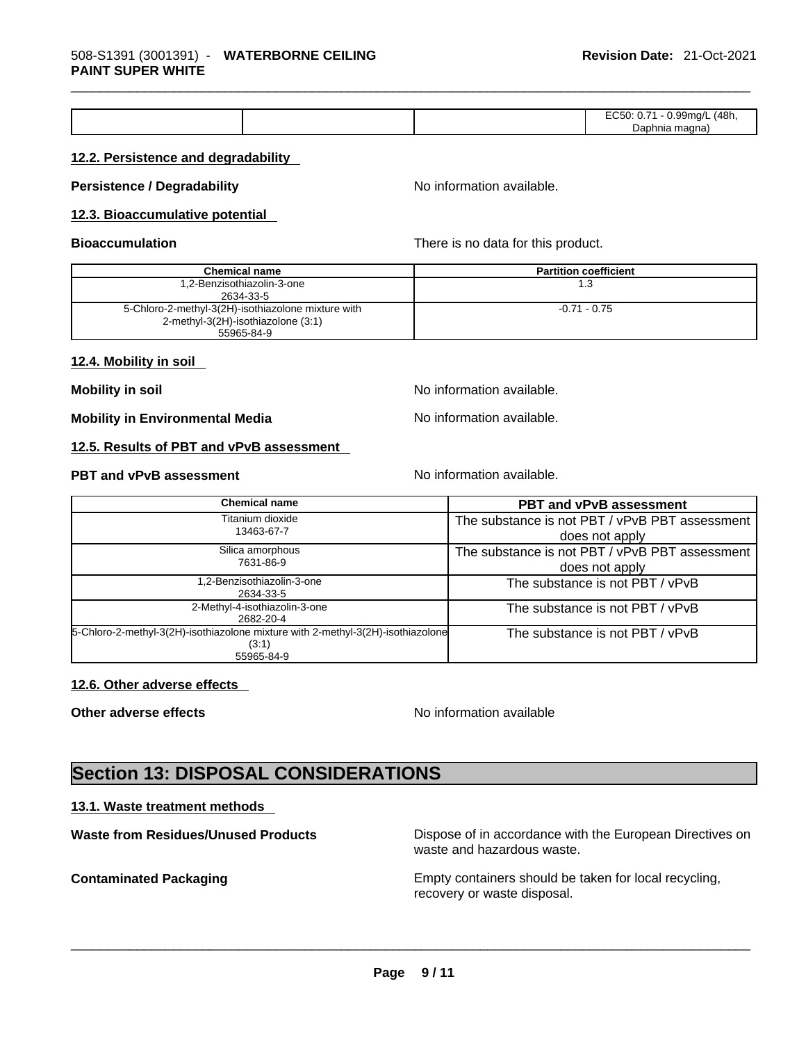| | | | |
|---|---|---|---|
| | | | EC50: 0.71 - 0.99mg/L (48h, Daphnia magna) |

### 12.2. Persistence and degradability

**Persistence / Degradability** No information available.

### 12.3. Bioaccumulative potential

**Bioaccumulation** There is no data for this product.

| Chemical name | Partition coefficient |
|---|---|
| 1,2-Benzisothiazolin-3-one 2634-33-5 | 1.3 |
| 5-Chloro-2-methyl-3(2H)-isothiazolone mixture with 2-methyl-3(2H)-isothiazolone (3:1) 55965-84-9 | -0.71 - 0.75 |

### 12.4. Mobility in soil

**Mobility in soil** No information available.

**Mobility in Environmental Media** No information available.

### 12.5. Results of PBT and vPvB assessment

**PBT and vPvB assessment** No information available.

| Chemical name | PBT and vPvB assessment |
|---|---|
| Titanium dioxide 13463-67-7 | The substance is not PBT / vPvB PBT assessment does not apply |
| Silica amorphous 7631-86-9 | The substance is not PBT / vPvB PBT assessment does not apply |
| 1,2-Benzisothiazolin-3-one 2634-33-5 | The substance is not PBT / vPvB |
| 2-Methyl-4-isothiazolin-3-one 2682-20-4 | The substance is not PBT / vPvB |
| 5-Chloro-2-methyl-3(2H)-isothiazolone mixture with 2-methyl-3(2H)-isothiazolone (3:1) 55965-84-9 | The substance is not PBT / vPvB |

### 12.6. Other adverse effects

**Other adverse effects** No information available

# Section 13: DISPOSAL CONSIDERATIONS

### 13.1. Waste treatment methods

**Waste from Residues/Unused Products** Dispose of in accordance with the European Directives on waste and hazardous waste.

**Contaminated Packaging** Empty containers should be taken for local recycling, recovery or waste disposal.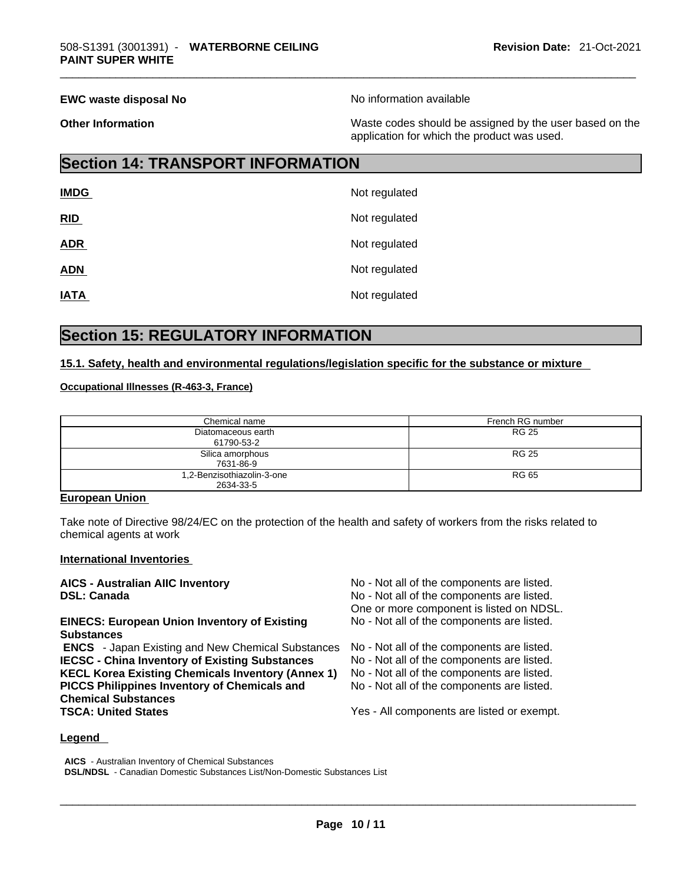**EWC waste disposal No** No information available

**Other Information** Waste codes should be assigned by the user based on the application for which the product was used.

## Section 14: TRANSPORT INFORMATION

| | |
|---|---|
| **IMDG** | Not regulated |
| **RID** | Not regulated |
| **ADR** | Not regulated |
| **ADN** | Not regulated |
| **IATA** | Not regulated |

## Section 15: REGULATORY INFORMATION

### 15.1. Safety, health and environmental regulations/legislation specific for the substance or mixture

**Occupational Illnesses (R-463-3, France)**

| Chemical name | French RG number |
|---|---|
| Diatomaceous earth 61790-53-2 | RG 25 |
| Silica amorphous 7631-86-9 | RG 25 |
| 1,2-Benzisothiazolin-3-one 2634-33-5 | RG 65 |

**European Union**

Take note of Directive 98/24/EC on the protection of the health and safety of workers from the risks related to chemical agents at work

**International Inventories**

| | |
|---|---|
| **AICS - Australian AIIC Inventory** | No - Not all of the components are listed. |
| **DSL: Canada** | No - Not all of the components are listed. One or more component is listed on NDSL. |
| **EINECS: European Union Inventory of Existing Substances** | No - Not all of the components are listed. |
| **ENCS** - Japan Existing and New Chemical Substances | No - Not all of the components are listed. |
| **IECSC - China Inventory of Existing Substances** | No - Not all of the components are listed. |
| **KECL Korea Existing Chemicals Inventory (Annex 1)** | No - Not all of the components are listed. |
| **PICCS Philippines Inventory of Chemicals and Chemical Substances** | No - Not all of the components are listed. |
| **TSCA: United States** | Yes - All components are listed or exempt. |

**Legend**

**AICS** - Australian Inventory of Chemical Substances
**DSL/NDSL** - Canadian Domestic Substances List/Non-Domestic Substances List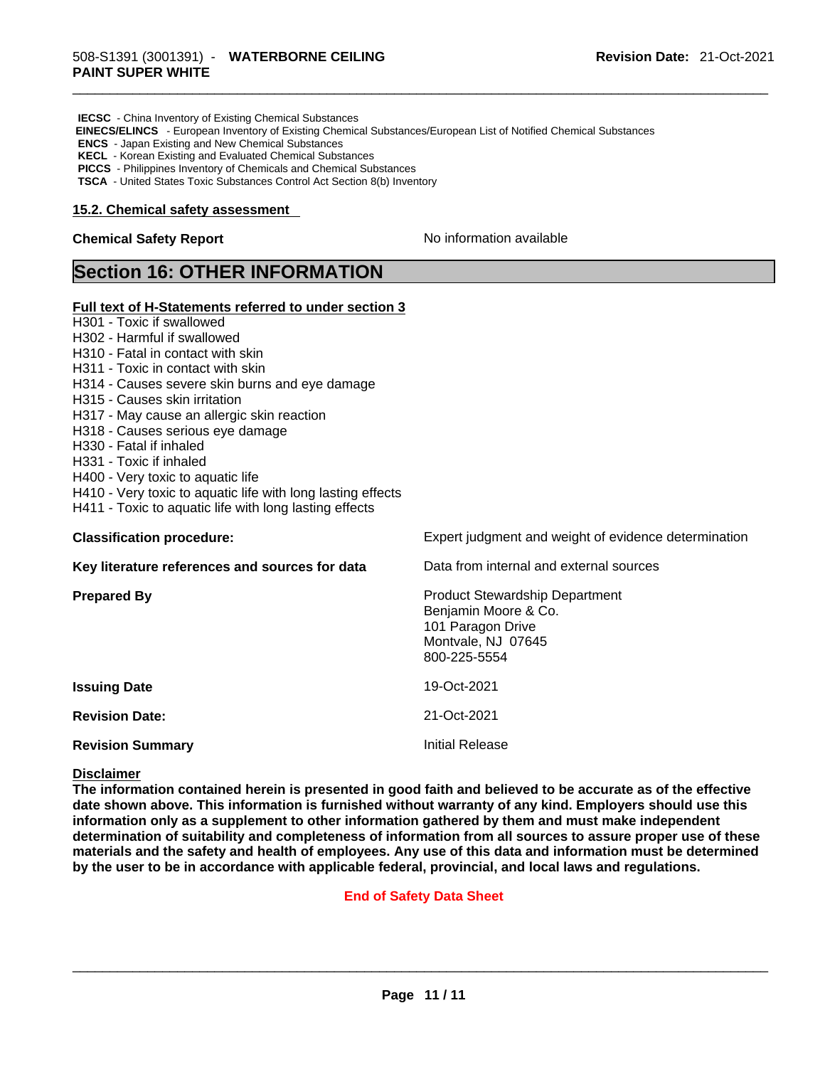**IECSC** - China Inventory of Existing Chemical Substances
**EINECS/ELINCS** - European Inventory of Existing Chemical Substances/European List of Notified Chemical Substances
**ENCS** - Japan Existing and New Chemical Substances
**KECL** - Korean Existing and Evaluated Chemical Substances
**PICCS** - Philippines Inventory of Chemicals and Chemical Substances
**TSCA** - United States Toxic Substances Control Act Section 8(b) Inventory

### 15.2. Chemical safety assessment

**Chemical Safety Report** No information available

## Section 16: OTHER INFORMATION

### Full text of H-Statements referred to under section 3

H301 - Toxic if swallowed
H302 - Harmful if swallowed
H310 - Fatal in contact with skin
H311 - Toxic in contact with skin
H314 - Causes severe skin burns and eye damage
H315 - Causes skin irritation
H317 - May cause an allergic skin reaction
H318 - Causes serious eye damage
H330 - Fatal if inhaled
H331 - Toxic if inhaled
H400 - Very toxic to aquatic life
H410 - Very toxic to aquatic life with long lasting effects
H411 - Toxic to aquatic life with long lasting effects

| | |
|---|---|
| **Classification procedure:** | Expert judgment and weight of evidence determination |
| **Key literature references and sources for data** | Data from internal and external sources |
| **Prepared By** | Product Stewardship Department<br>Benjamin Moore & Co.<br>101 Paragon Drive<br>Montvale, NJ 07645<br>800-225-5554 |
| **Issuing Date** | 19-Oct-2021 |
| **Revision Date:** | 21-Oct-2021 |
| **Revision Summary** | Initial Release |

### Disclaimer

**The information contained herein is presented in good faith and believed to be accurate as of the effective date shown above. This information is furnished without warranty of any kind. Employers should use this information only as a supplement to other information gathered by them and must make independent determination of suitability and completeness of information from all sources to assure proper use of these materials and the safety and health of employees. Any use of this data and information must be determined by the user to be in accordance with applicable federal, provincial, and local laws and regulations.**

**End of Safety Data Sheet**